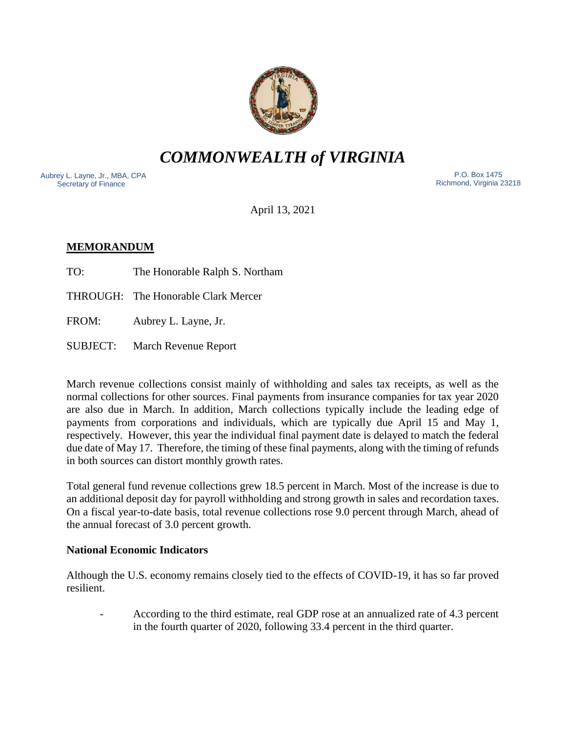# *COMMONWEALTH of VIRGINIA*

Aubrey L. Layne, Jr., MBA, CPA
Secretary of Finance

P.O. Box 1475
Richmond, Virginia 23218

April 13, 2021

**MEMORANDUM**

TO: The Honorable Ralph S. Northam

THROUGH: The Honorable Clark Mercer

FROM: Aubrey L. Layne, Jr.

SUBJECT: March Revenue Report

March revenue collections consist mainly of withholding and sales tax receipts, as well as the normal collections for other sources. Final payments from insurance companies for tax year 2020 are also due in March. In addition, March collections typically include the leading edge of payments from corporations and individuals, which are typically due April 15 and May 1, respectively. However, this year the individual final payment date is delayed to match the federal due date of May 17. Therefore, the timing of these final payments, along with the timing of refunds in both sources can distort monthly growth rates.

Total general fund revenue collections grew 18.5 percent in March. Most of the increase is due to an additional deposit day for payroll withholding and strong growth in sales and recordation taxes. On a fiscal year-to-date basis, total revenue collections rose 9.0 percent through March, ahead of the annual forecast of 3.0 percent growth.

**National Economic Indicators**

Although the U.S. economy remains closely tied to the effects of COVID-19, it has so far proved resilient.

- According to the third estimate, real GDP rose at an annualized rate of 4.3 percent in the fourth quarter of 2020, following 33.4 percent in the third quarter.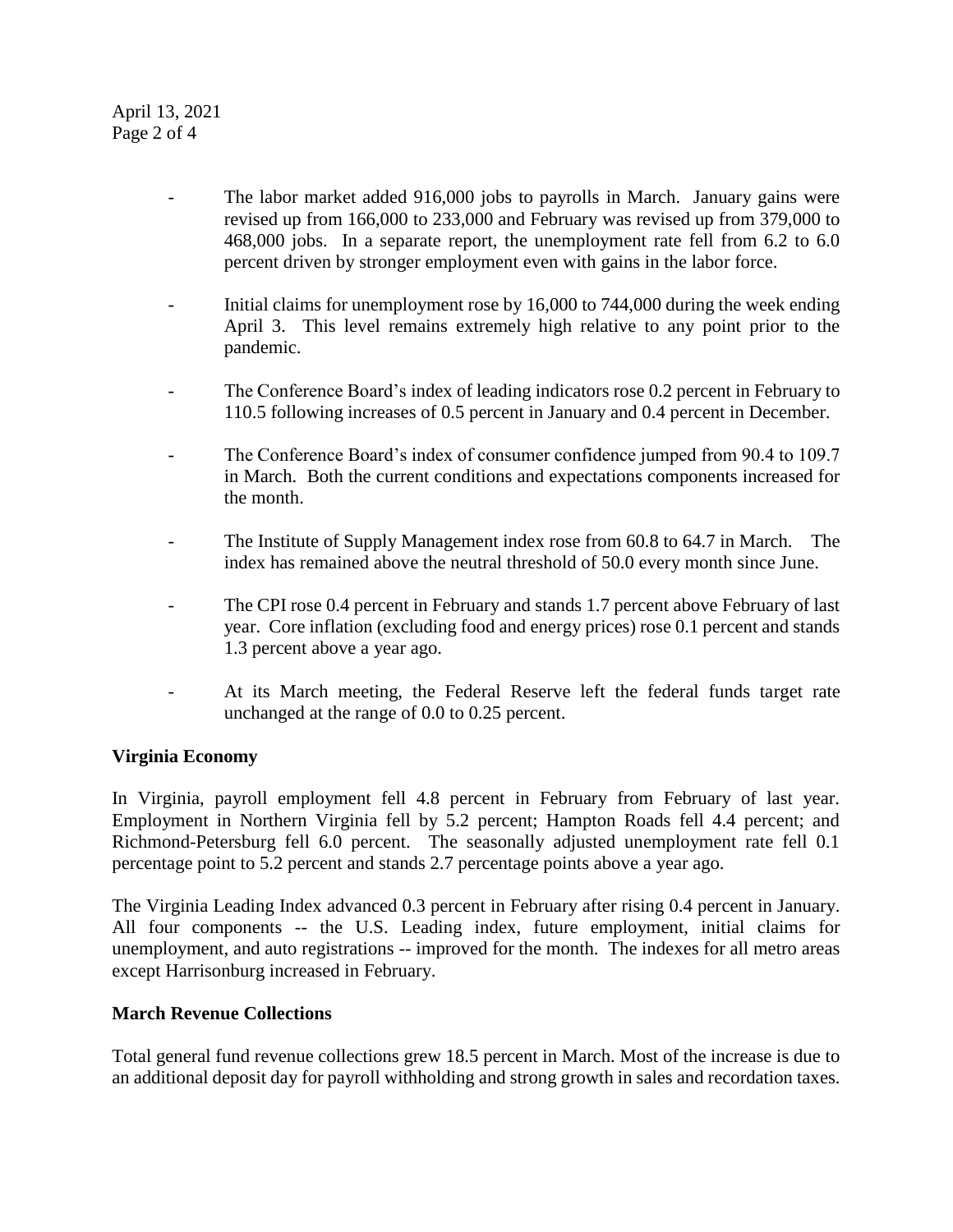- The labor market added 916,000 jobs to payrolls in March. January gains were revised up from 166,000 to 233,000 and February was revised up from 379,000 to 468,000 jobs. In a separate report, the unemployment rate fell from 6.2 to 6.0 percent driven by stronger employment even with gains in the labor force.

- Initial claims for unemployment rose by 16,000 to 744,000 during the week ending April 3. This level remains extremely high relative to any point prior to the pandemic.

- The Conference Board's index of leading indicators rose 0.2 percent in February to 110.5 following increases of 0.5 percent in January and 0.4 percent in December.

- The Conference Board's index of consumer confidence jumped from 90.4 to 109.7 in March. Both the current conditions and expectations components increased for the month.

- The Institute of Supply Management index rose from 60.8 to 64.7 in March. The index has remained above the neutral threshold of 50.0 every month since June.

- The CPI rose 0.4 percent in February and stands 1.7 percent above February of last year. Core inflation (excluding food and energy prices) rose 0.1 percent and stands 1.3 percent above a year ago.

- At its March meeting, the Federal Reserve left the federal funds target rate unchanged at the range of 0.0 to 0.25 percent.

**Virginia Economy**

In Virginia, payroll employment fell 4.8 percent in February from February of last year. Employment in Northern Virginia fell by 5.2 percent; Hampton Roads fell 4.4 percent; and Richmond-Petersburg fell 6.0 percent. The seasonally adjusted unemployment rate fell 0.1 percentage point to 5.2 percent and stands 2.7 percentage points above a year ago.

The Virginia Leading Index advanced 0.3 percent in February after rising 0.4 percent in January. All four components -- the U.S. Leading index, future employment, initial claims for unemployment, and auto registrations -- improved for the month. The indexes for all metro areas except Harrisonburg increased in February.

**March Revenue Collections**

Total general fund revenue collections grew 18.5 percent in March. Most of the increase is due to an additional deposit day for payroll withholding and strong growth in sales and recordation taxes.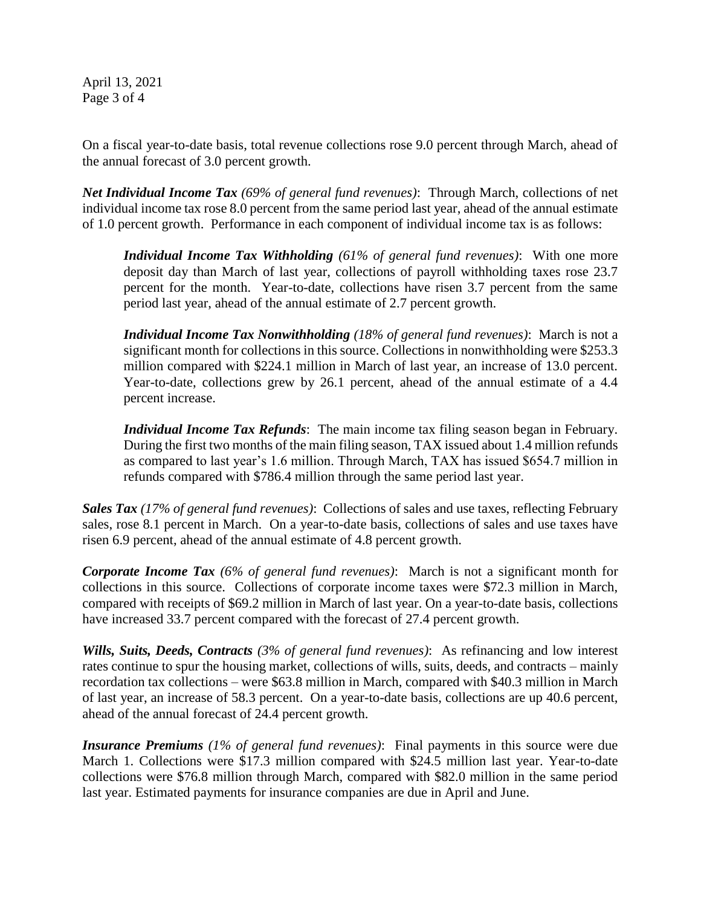On a fiscal year-to-date basis, total revenue collections rose 9.0 percent through March, ahead of the annual forecast of 3.0 percent growth.

***Net Individual Income Tax** (69% of general fund revenues)*: Through March, collections of net individual income tax rose 8.0 percent from the same period last year, ahead of the annual estimate of 1.0 percent growth. Performance in each component of individual income tax is as follows:

> ***Individual Income Tax Withholding** (61% of general fund revenues)*: With one more deposit day than March of last year, collections of payroll withholding taxes rose 23.7 percent for the month. Year-to-date, collections have risen 3.7 percent from the same period last year, ahead of the annual estimate of 2.7 percent growth.
>
> ***Individual Income Tax Nonwithholding** (18% of general fund revenues)*: March is not a significant month for collections in this source. Collections in nonwithholding were $253.3 million compared with $224.1 million in March of last year, an increase of 13.0 percent. Year-to-date, collections grew by 26.1 percent, ahead of the annual estimate of a 4.4 percent increase.
>
> ***Individual Income Tax Refunds***: The main income tax filing season began in February. During the first two months of the main filing season, TAX issued about 1.4 million refunds as compared to last year's 1.6 million. Through March, TAX has issued $654.7 million in refunds compared with $786.4 million through the same period last year.

***Sales Tax** (17% of general fund revenues)*: Collections of sales and use taxes, reflecting February sales, rose 8.1 percent in March. On a year-to-date basis, collections of sales and use taxes have risen 6.9 percent, ahead of the annual estimate of 4.8 percent growth.

***Corporate Income Tax** (6% of general fund revenues)*: March is not a significant month for collections in this source. Collections of corporate income taxes were $72.3 million in March, compared with receipts of $69.2 million in March of last year. On a year-to-date basis, collections have increased 33.7 percent compared with the forecast of 27.4 percent growth.

***Wills, Suits, Deeds, Contracts** (3% of general fund revenues)*: As refinancing and low interest rates continue to spur the housing market, collections of wills, suits, deeds, and contracts – mainly recordation tax collections – were $63.8 million in March, compared with $40.3 million in March of last year, an increase of 58.3 percent. On a year-to-date basis, collections are up 40.6 percent, ahead of the annual forecast of 24.4 percent growth.

***Insurance Premiums** (1% of general fund revenues)*: Final payments in this source were due March 1. Collections were $17.3 million compared with $24.5 million last year. Year-to-date collections were $76.8 million through March, compared with $82.0 million in the same period last year. Estimated payments for insurance companies are due in April and June.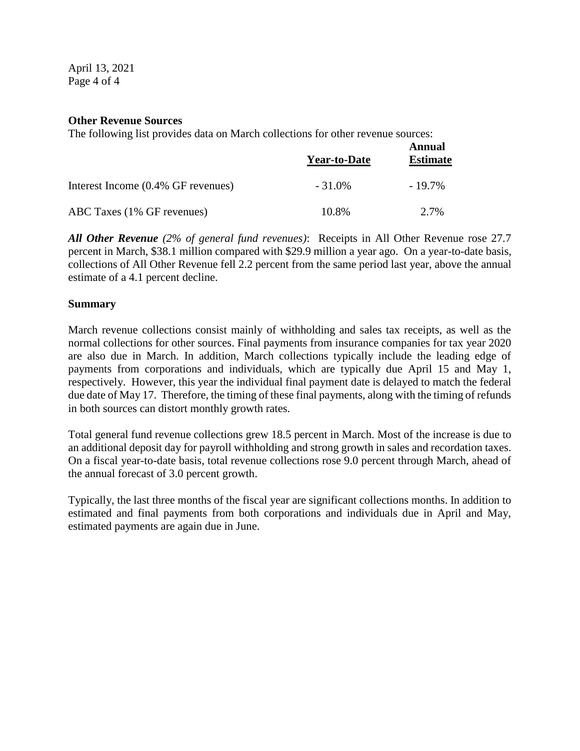### Other Revenue Sources

The following list provides data on March collections for other revenue sources:

| | Year-to-Date | Annual Estimate |
|---|---|---|
| Interest Income (0.4% GF revenues) | - 31.0% | - 19.7% |
| ABC Taxes (1% GF revenues) | 10.8% | 2.7% |

***All Other Revenue*** *(2% of general fund revenues)*: Receipts in All Other Revenue rose 27.7 percent in March, $38.1 million compared with $29.9 million a year ago. On a year-to-date basis, collections of All Other Revenue fell 2.2 percent from the same period last year, above the annual estimate of a 4.1 percent decline.

### Summary

March revenue collections consist mainly of withholding and sales tax receipts, as well as the normal collections for other sources. Final payments from insurance companies for tax year 2020 are also due in March. In addition, March collections typically include the leading edge of payments from corporations and individuals, which are typically due April 15 and May 1, respectively. However, this year the individual final payment date is delayed to match the federal due date of May 17. Therefore, the timing of these final payments, along with the timing of refunds in both sources can distort monthly growth rates.

Total general fund revenue collections grew 18.5 percent in March. Most of the increase is due to an additional deposit day for payroll withholding and strong growth in sales and recordation taxes. On a fiscal year-to-date basis, total revenue collections rose 9.0 percent through March, ahead of the annual forecast of 3.0 percent growth.

Typically, the last three months of the fiscal year are significant collections months. In addition to estimated and final payments from both corporations and individuals due in April and May, estimated payments are again due in June.